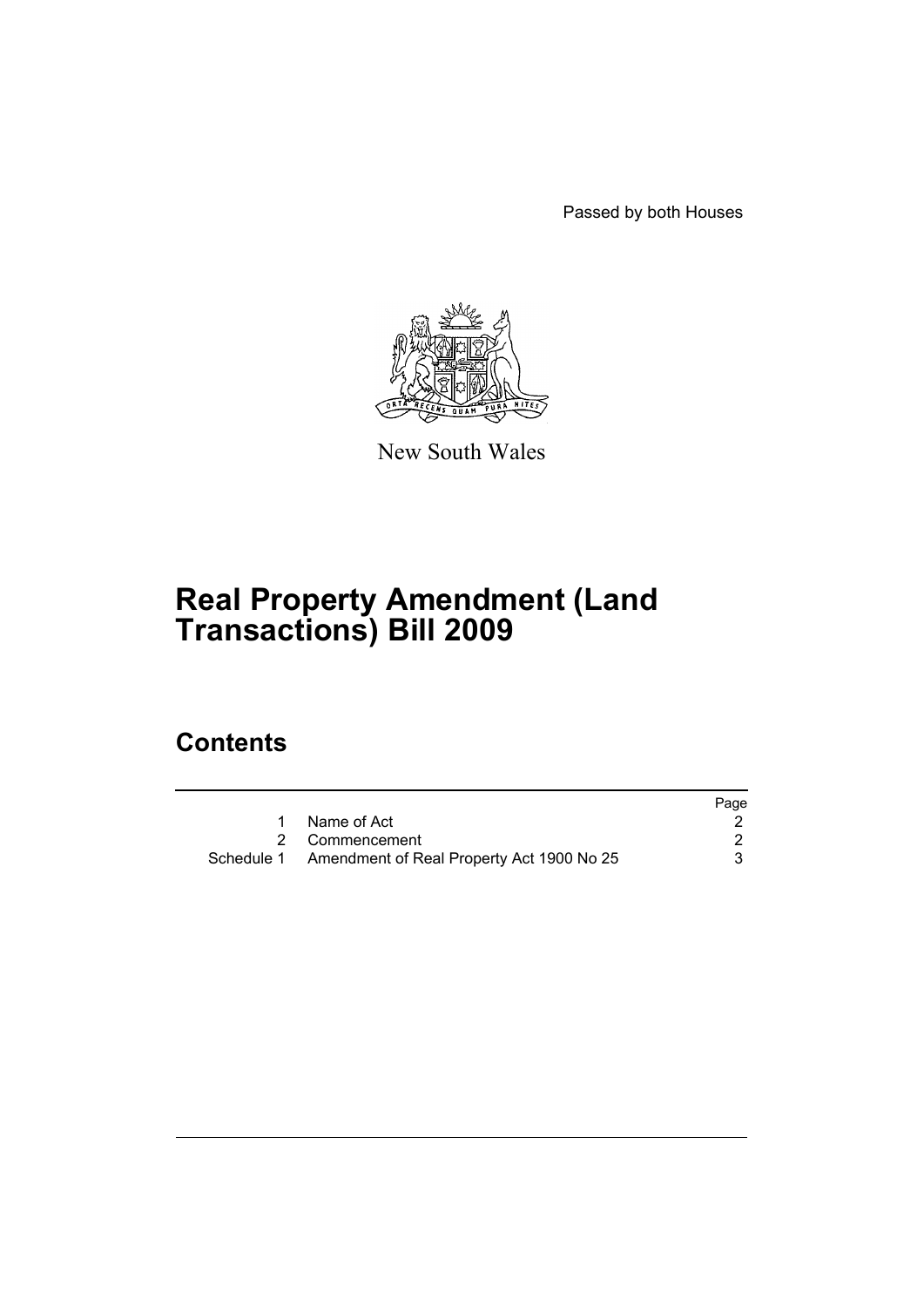Passed by both Houses

New South Wales

# Real Property Amendment (Land Transactions) Bill 2009

## Contents

| | | Page |
|---|---|---|
| 1 | Name of Act | 2 |
| 2 | Commencement | 2 |
| Schedule 1 | Amendment of Real Property Act 1900 No 25 | 3 |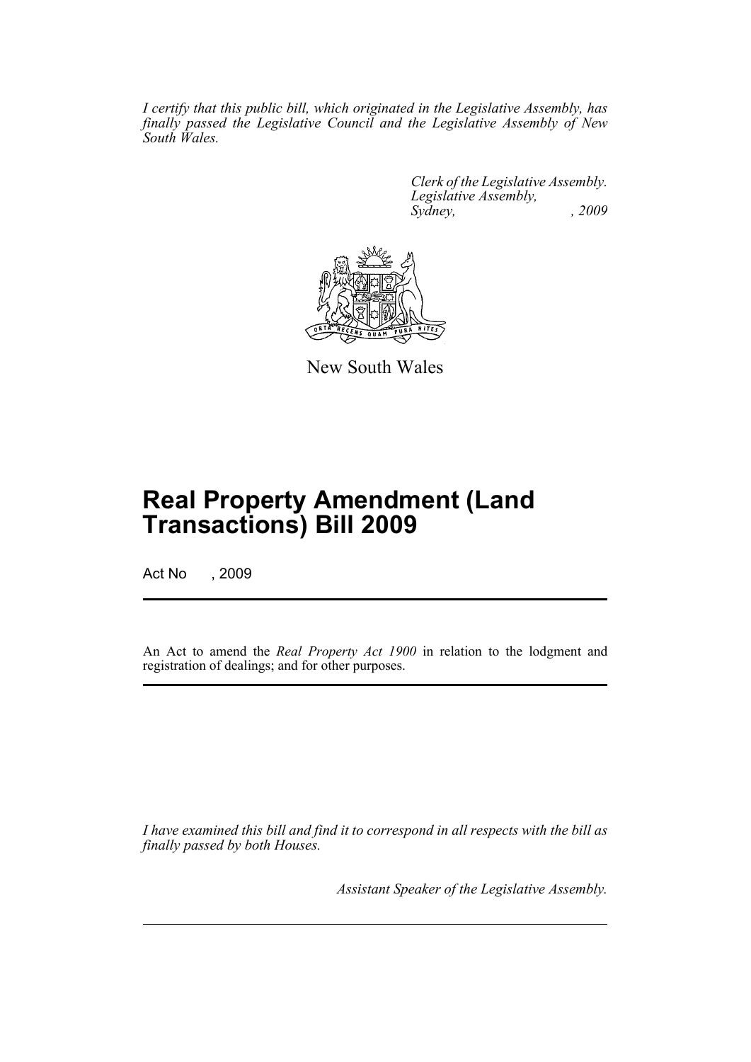*I certify that this public bill, which originated in the Legislative Assembly, has finally passed the Legislative Council and the Legislative Assembly of New South Wales.*

*Clerk of the Legislative Assembly.*
*Legislative Assembly,*
*Sydney, , 2009*

New South Wales

# Real Property Amendment (Land Transactions) Bill 2009

Act No , 2009

An Act to amend the *Real Property Act 1900* in relation to the lodgment and registration of dealings; and for other purposes.

*I have examined this bill and find it to correspond in all respects with the bill as finally passed by both Houses.*

*Assistant Speaker of the Legislative Assembly.*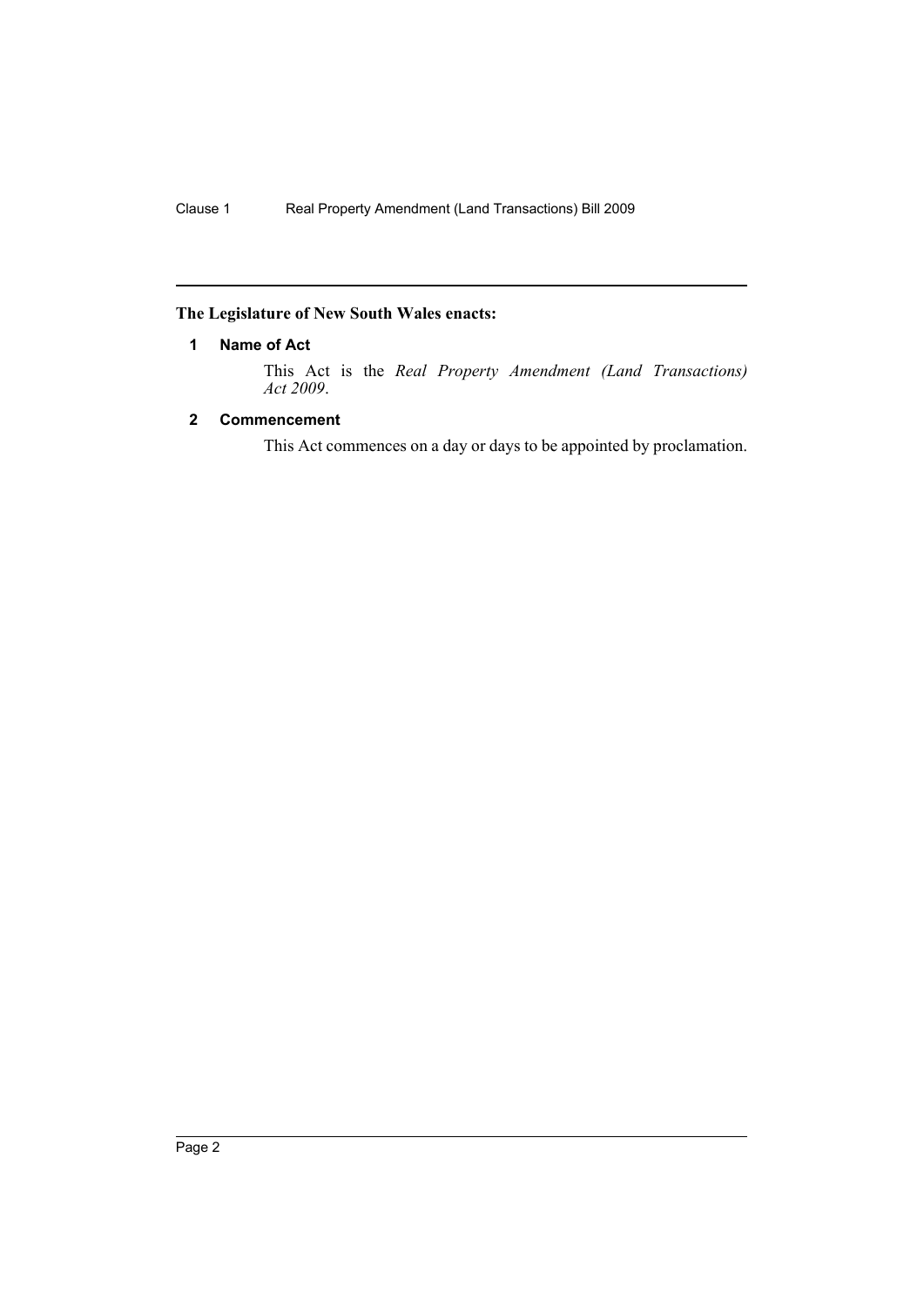**The Legislature of New South Wales enacts:**

## 1 Name of Act

This Act is the *Real Property Amendment (Land Transactions) Act 2009*.

## 2 Commencement

This Act commences on a day or days to be appointed by proclamation.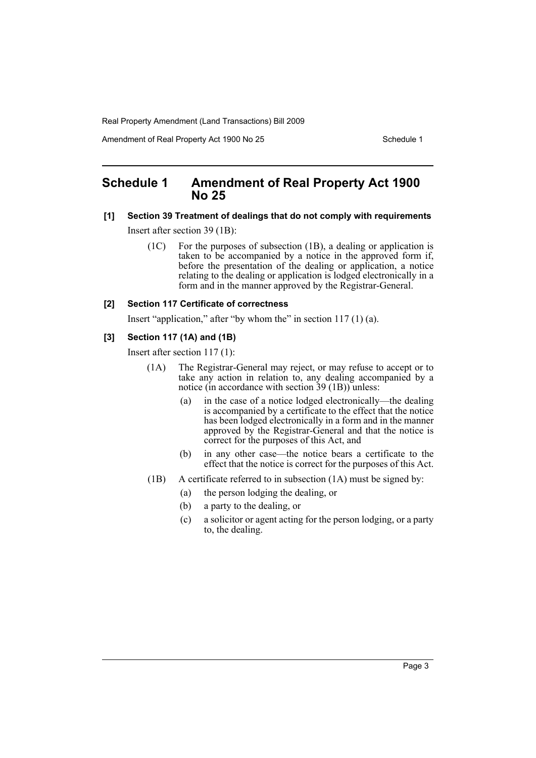## Schedule 1 Amendment of Real Property Act 1900 No 25

**[1] Section 39 Treatment of dealings that do not comply with requirements**

Insert after section 39 (1B):

(1C) For the purposes of subsection (1B), a dealing or application is taken to be accompanied by a notice in the approved form if, before the presentation of the dealing or application, a notice relating to the dealing or application is lodged electronically in a form and in the manner approved by the Registrar-General.

**[2] Section 117 Certificate of correctness**

Insert "application," after "by whom the" in section 117 (1) (a).

**[3] Section 117 (1A) and (1B)**

Insert after section 117 (1):

(1A) The Registrar-General may reject, or may refuse to accept or to take any action in relation to, any dealing accompanied by a notice (in accordance with section 39 (1B)) unless:

- (a) in the case of a notice lodged electronically—the dealing is accompanied by a certificate to the effect that the notice has been lodged electronically in a form and in the manner approved by the Registrar-General and that the notice is correct for the purposes of this Act, and
- (b) in any other case—the notice bears a certificate to the effect that the notice is correct for the purposes of this Act.

(1B) A certificate referred to in subsection (1A) must be signed by:

- (a) the person lodging the dealing, or
- (b) a party to the dealing, or
- (c) a solicitor or agent acting for the person lodging, or a party to, the dealing.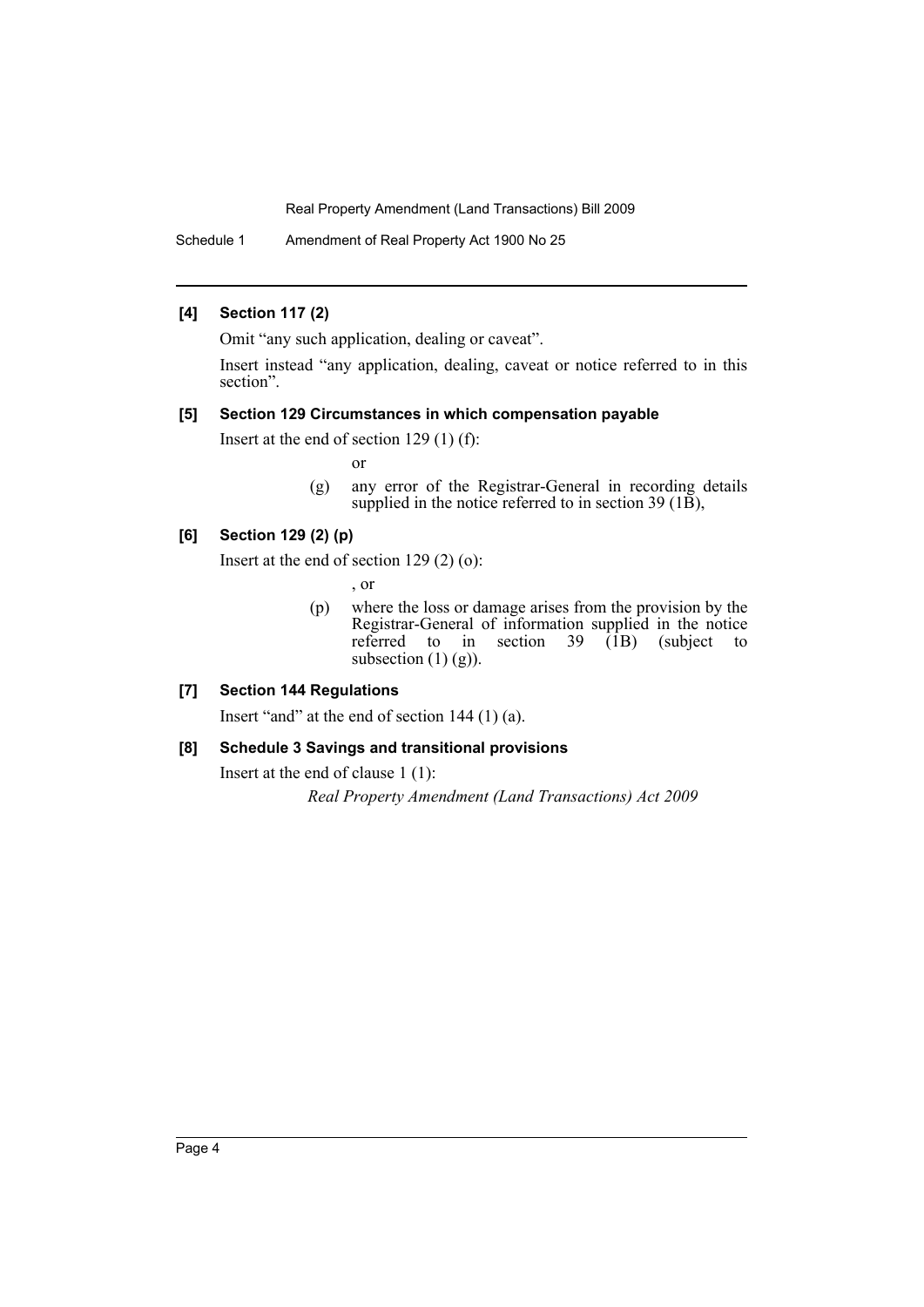### [4] Section 117 (2)

Omit "any such application, dealing or caveat".

Insert instead "any application, dealing, caveat or notice referred to in this section".

### [5] Section 129 Circumstances in which compensation payable

Insert at the end of section 129 (1) (f):

or

(g) any error of the Registrar-General in recording details supplied in the notice referred to in section 39 (1B),

### [6] Section 129 (2) (p)

Insert at the end of section 129 (2) (o):

, or

(p) where the loss or damage arises from the provision by the Registrar-General of information supplied in the notice referred to in section 39 (1B) (subject to subsection (1) (g)).

### [7] Section 144 Regulations

Insert "and" at the end of section 144 (1) (a).

### [8] Schedule 3 Savings and transitional provisions

Insert at the end of clause 1 (1):

*Real Property Amendment (Land Transactions) Act 2009*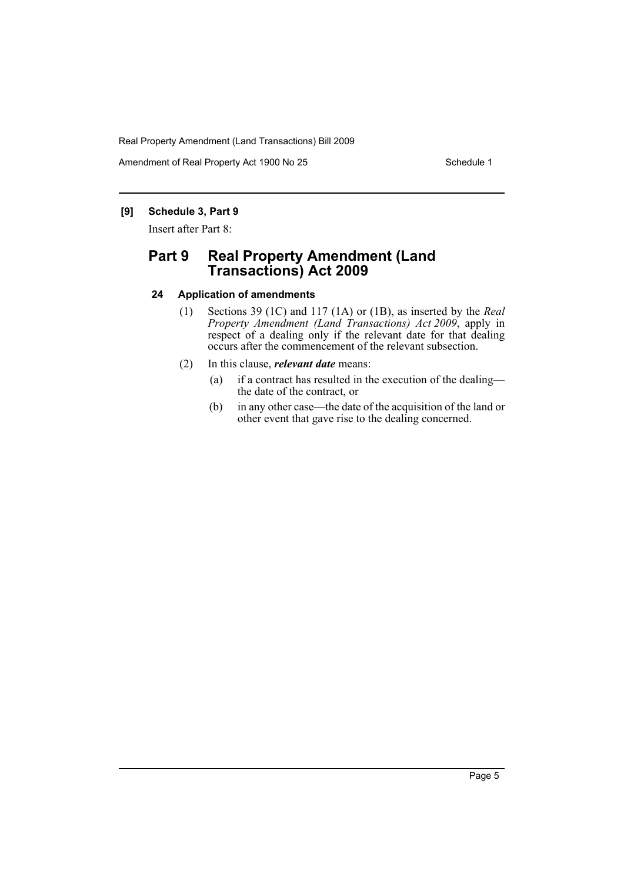**[9] Schedule 3, Part 9**

Insert after Part 8:

## Part 9 Real Property Amendment (Land Transactions) Act 2009

### 24 Application of amendments

(1) Sections 39 (1C) and 117 (1A) or (1B), as inserted by the *Real Property Amendment (Land Transactions) Act 2009*, apply in respect of a dealing only if the relevant date for that dealing occurs after the commencement of the relevant subsection.

(2) In this clause, ***relevant date*** means:

(a) if a contract has resulted in the execution of the dealing—the date of the contract, or

(b) in any other case—the date of the acquisition of the land or other event that gave rise to the dealing concerned.